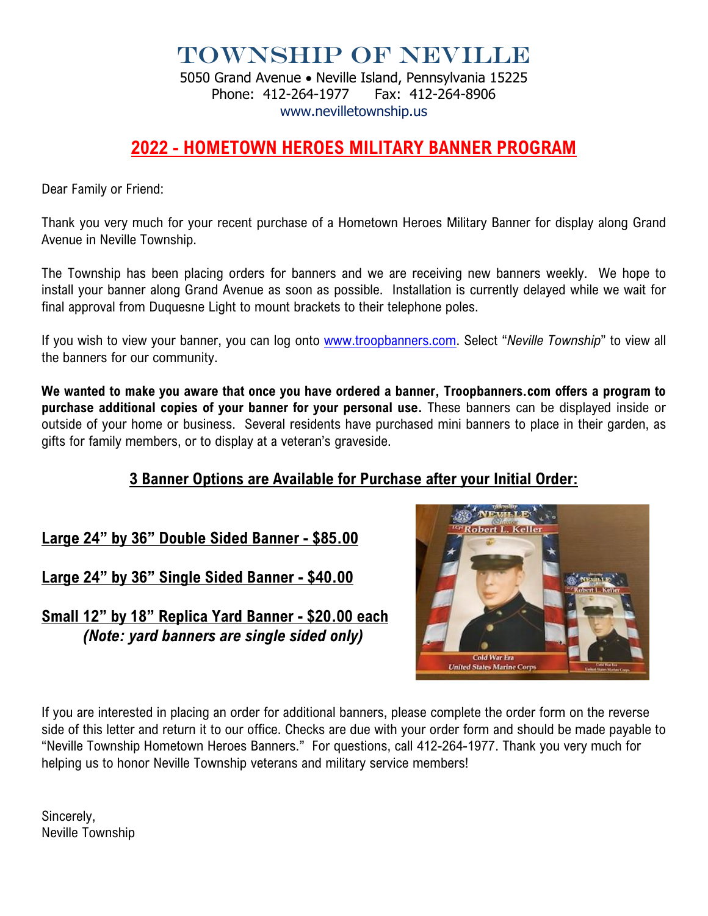# TOWNSHIP OF NEVILLE

5050 Grand Avenue • Neville Island, Pennsylvania 15225
Phone: 412-264-1977 Fax: 412-264-8906
www.nevilletownship.us

## 2022 - HOMETOWN HEROES MILITARY BANNER PROGRAM

Dear Family or Friend:

Thank you very much for your recent purchase of a Hometown Heroes Military Banner for display along Grand Avenue in Neville Township.

The Township has been placing orders for banners and we are receiving new banners weekly. We hope to install your banner along Grand Avenue as soon as possible. Installation is currently delayed while we wait for final approval from Duquesne Light to mount brackets to their telephone poles.

If you wish to view your banner, you can log onto www.troopbanners.com. Select "*Neville Township*" to view all the banners for our community.

**We wanted to make you aware that once you have ordered a banner, Troopbanners.com offers a program to purchase additional copies of your banner for your personal use.** These banners can be displayed inside or outside of your home or business. Several residents have purchased mini banners to place in their garden, as gifts for family members, or to display at a veteran's graveside.

### 3 Banner Options are Available for Purchase after your Initial Order:

**Large 24" by 36" Double Sided Banner - $85.00**

**Large 24" by 36" Single Sided Banner - $40.00**

**Small 12" by 18" Replica Yard Banner - $20.00 each**
***(Note: yard banners are single sided only)***

If you are interested in placing an order for additional banners, please complete the order form on the reverse side of this letter and return it to our office. Checks are due with your order form and should be made payable to "Neville Township Hometown Heroes Banners." For questions, call 412-264-1977. Thank you very much for helping us to honor Neville Township veterans and military service members!

Sincerely,
Neville Township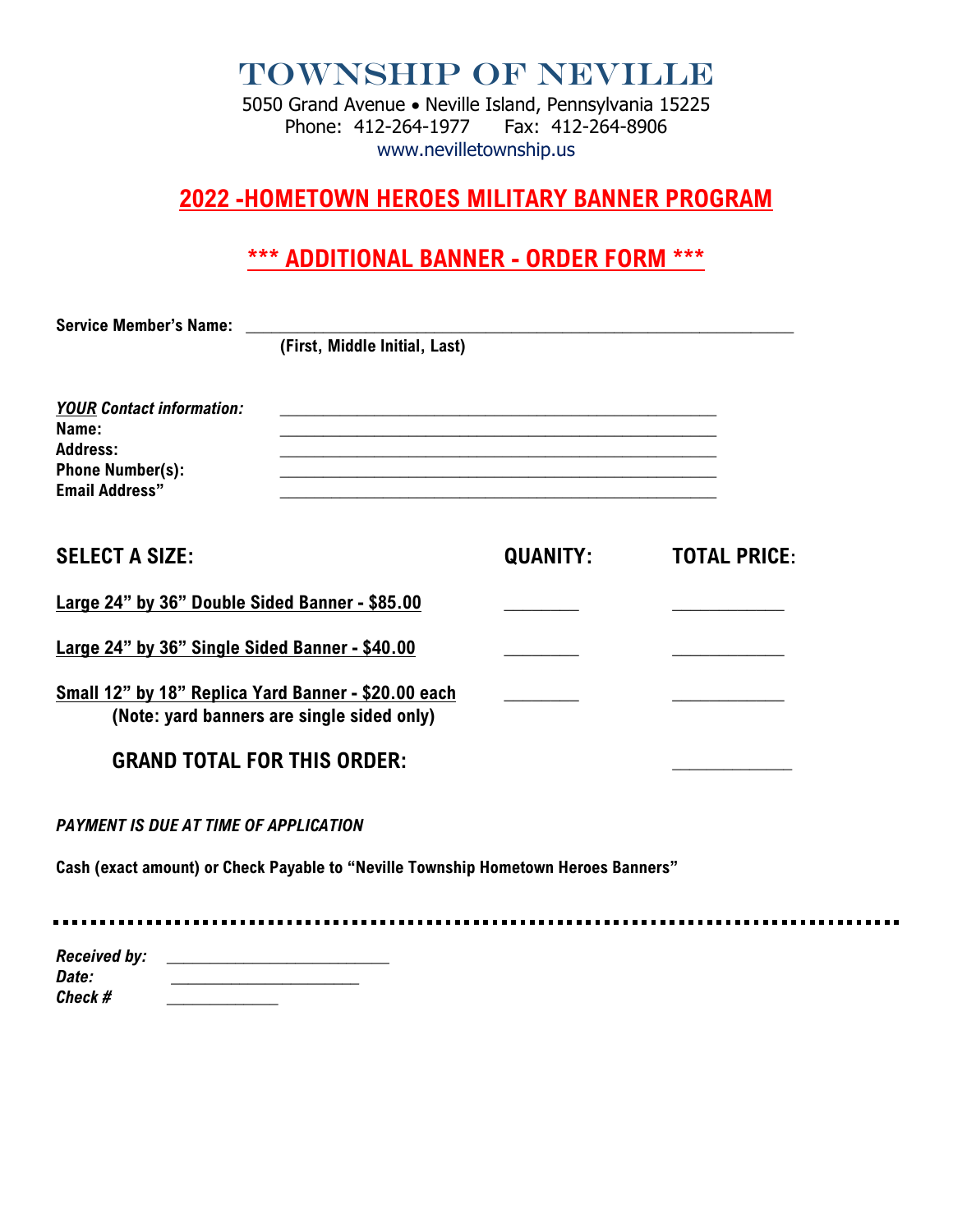# TOWNSHIP OF NEVILLE

5050 Grand Avenue • Neville Island, Pennsylvania 15225
Phone: 412-264-1977 Fax: 412-264-8906
www.nevilletownship.us

## 2022 -HOMETOWN HEROES MILITARY BANNER PROGRAM

## *** ADDITIONAL BANNER - ORDER FORM ***

**Service Member's Name:** ________________________________________________
**(First, Middle Initial, Last)**

***YOUR* Contact information:** ________________________________________________
**Name:** ________________________________________________
**Address:** ________________________________________________
**Phone Number(s):** ________________________________________________
**Email Address"** ________________________________________________

| SELECT A SIZE: | QUANITY: | TOTAL PRICE: |
|---|---|---|
| **Large 24" by 36" Double Sided Banner - $85.00** | ________ | ____________ |
| **Large 24" by 36" Single Sided Banner - $40.00** | ________ | ____________ |
| **Small 12" by 18" Replica Yard Banner - $20.00 each** (Note: yard banners are single sided only) | ________ | ____________ |
| **GRAND TOTAL FOR THIS ORDER:** | | ____________ |

***PAYMENT IS DUE AT TIME OF APPLICATION***

**Cash (exact amount) or Check Payable to "Neville Township Hometown Heroes Banners"**

---

***Received by:*** ________________________
***Date:*** ______________________
***Check #*** ____________